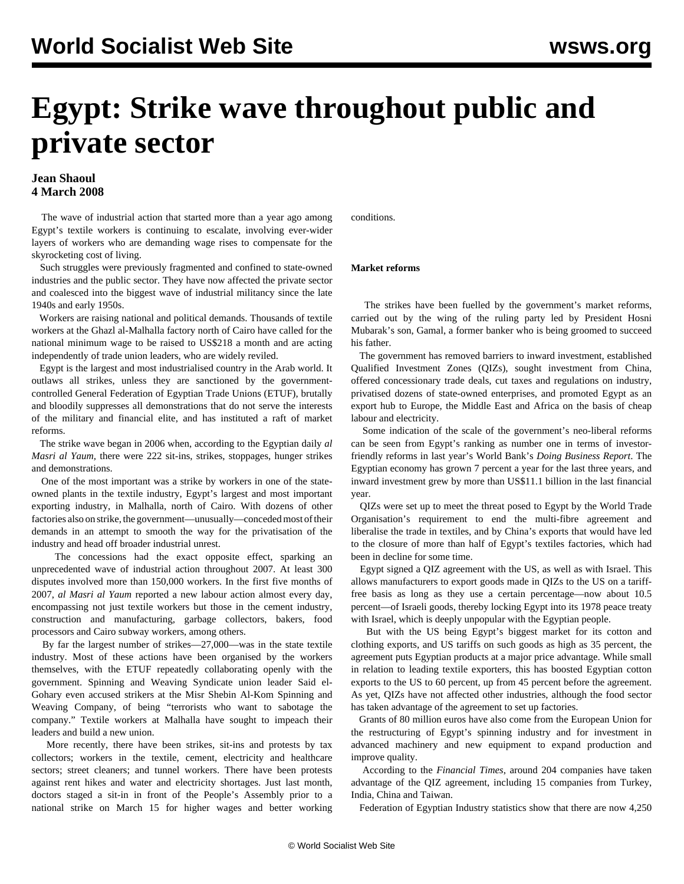# Egypt: Strike wave throughout public and private sector

**Jean Shaoul**
**4 March 2008**

The wave of industrial action that started more than a year ago among Egypt's textile workers is continuing to escalate, involving ever-wider layers of workers who are demanding wage rises to compensate for the skyrocketing cost of living.

Such struggles were previously fragmented and confined to state-owned industries and the public sector. They have now affected the private sector and coalesced into the biggest wave of industrial militancy since the late 1940s and early 1950s.

Workers are raising national and political demands. Thousands of textile workers at the Ghazl al-Malhalla factory north of Cairo have called for the national minimum wage to be raised to US$218 a month and are acting independently of trade union leaders, who are widely reviled.

Egypt is the largest and most industrialised country in the Arab world. It outlaws all strikes, unless they are sanctioned by the government-controlled General Federation of Egyptian Trade Unions (ETUF), brutally and bloodily suppresses all demonstrations that do not serve the interests of the military and financial elite, and has instituted a raft of market reforms.

The strike wave began in 2006 when, according to the Egyptian daily *al Masri al Yaum,* there were 222 sit-ins, strikes, stoppages, hunger strikes and demonstrations.

One of the most important was a strike by workers in one of the state-owned plants in the textile industry, Egypt's largest and most important exporting industry, in Malhalla, north of Cairo. With dozens of other factories also on strike, the government—unusually—conceded most of their demands in an attempt to smooth the way for the privatisation of the industry and head off broader industrial unrest.

The concessions had the exact opposite effect, sparking an unprecedented wave of industrial action throughout 2007. At least 300 disputes involved more than 150,000 workers. In the first five months of 2007, *al Masri al Yaum* reported a new labour action almost every day, encompassing not just textile workers but those in the cement industry, construction and manufacturing, garbage collectors, bakers, food processors and Cairo subway workers, among others.

By far the largest number of strikes—27,000—was in the state textile industry. Most of these actions have been organised by the workers themselves, with the ETUF repeatedly collaborating openly with the government. Spinning and Weaving Syndicate union leader Said el-Gohary even accused strikers at the Misr Shebin Al-Kom Spinning and Weaving Company, of being "terrorists who want to sabotage the company." Textile workers at Malhalla have sought to impeach their leaders and build a new union.

More recently, there have been strikes, sit-ins and protests by tax collectors; workers in the textile, cement, electricity and healthcare sectors; street cleaners; and tunnel workers. There have been protests against rent hikes and water and electricity shortages. Just last month, doctors staged a sit-in in front of the People's Assembly prior to a national strike on March 15 for higher wages and better working conditions.

**Market reforms**

The strikes have been fuelled by the government's market reforms, carried out by the wing of the ruling party led by President Hosni Mubarak's son, Gamal, a former banker who is being groomed to succeed his father.

The government has removed barriers to inward investment, established Qualified Investment Zones (QIZs), sought investment from China, offered concessionary trade deals, cut taxes and regulations on industry, privatised dozens of state-owned enterprises, and promoted Egypt as an export hub to Europe, the Middle East and Africa on the basis of cheap labour and electricity.

Some indication of the scale of the government's neo-liberal reforms can be seen from Egypt's ranking as number one in terms of investor-friendly reforms in last year's World Bank's *Doing Business Report*. The Egyptian economy has grown 7 percent a year for the last three years, and inward investment grew by more than US$11.1 billion in the last financial year.

QIZs were set up to meet the threat posed to Egypt by the World Trade Organisation's requirement to end the multi-fibre agreement and liberalise the trade in textiles, and by China's exports that would have led to the closure of more than half of Egypt's textiles factories, which had been in decline for some time.

Egypt signed a QIZ agreement with the US, as well as with Israel. This allows manufacturers to export goods made in QIZs to the US on a tariff-free basis as long as they use a certain percentage—now about 10.5 percent—of Israeli goods, thereby locking Egypt into its 1978 peace treaty with Israel, which is deeply unpopular with the Egyptian people.

But with the US being Egypt's biggest market for its cotton and clothing exports, and US tariffs on such goods as high as 35 percent, the agreement puts Egyptian products at a major price advantage. While small in relation to leading textile exporters, this has boosted Egyptian cotton exports to the US to 60 percent, up from 45 percent before the agreement. As yet, QIZs have not affected other industries, although the food sector has taken advantage of the agreement to set up factories.

Grants of 80 million euros have also come from the European Union for the restructuring of Egypt's spinning industry and for investment in advanced machinery and new equipment to expand production and improve quality.

According to the *Financial Times*, around 204 companies have taken advantage of the QIZ agreement, including 15 companies from Turkey, India, China and Taiwan.

Federation of Egyptian Industry statistics show that there are now 4,250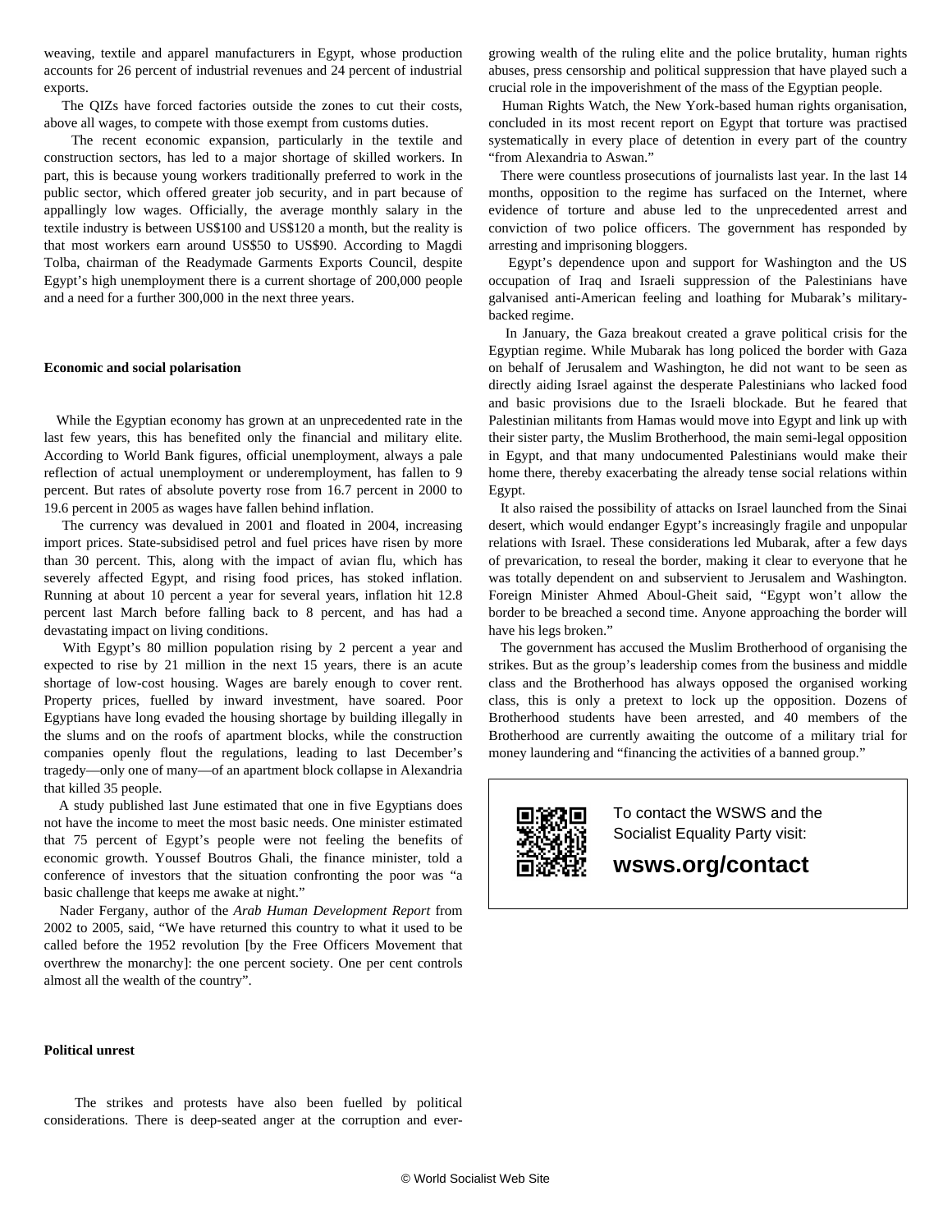weaving, textile and apparel manufacturers in Egypt, whose production accounts for 26 percent of industrial revenues and 24 percent of industrial exports.

The QIZs have forced factories outside the zones to cut their costs, above all wages, to compete with those exempt from customs duties.

The recent economic expansion, particularly in the textile and construction sectors, has led to a major shortage of skilled workers. In part, this is because young workers traditionally preferred to work in the public sector, which offered greater job security, and in part because of appallingly low wages. Officially, the average monthly salary in the textile industry is between US$100 and US$120 a month, but the reality is that most workers earn around US$50 to US$90. According to Magdi Tolba, chairman of the Readymade Garments Exports Council, despite Egypt's high unemployment there is a current shortage of 200,000 people and a need for a further 300,000 in the next three years.

**Economic and social polarisation**

While the Egyptian economy has grown at an unprecedented rate in the last few years, this has benefited only the financial and military elite. According to World Bank figures, official unemployment, always a pale reflection of actual unemployment or underemployment, has fallen to 9 percent. But rates of absolute poverty rose from 16.7 percent in 2000 to 19.6 percent in 2005 as wages have fallen behind inflation.

The currency was devalued in 2001 and floated in 2004, increasing import prices. State-subsidised petrol and fuel prices have risen by more than 30 percent. This, along with the impact of avian flu, which has severely affected Egypt, and rising food prices, has stoked inflation. Running at about 10 percent a year for several years, inflation hit 12.8 percent last March before falling back to 8 percent, and has had a devastating impact on living conditions.

With Egypt's 80 million population rising by 2 percent a year and expected to rise by 21 million in the next 15 years, there is an acute shortage of low-cost housing. Wages are barely enough to cover rent. Property prices, fuelled by inward investment, have soared. Poor Egyptians have long evaded the housing shortage by building illegally in the slums and on the roofs of apartment blocks, while the construction companies openly flout the regulations, leading to last December's tragedy—only one of many—of an apartment block collapse in Alexandria that killed 35 people.

A study published last June estimated that one in five Egyptians does not have the income to meet the most basic needs. One minister estimated that 75 percent of Egypt's people were not feeling the benefits of economic growth. Youssef Boutros Ghali, the finance minister, told a conference of investors that the situation confronting the poor was "a basic challenge that keeps me awake at night."

Nader Fergany, author of the *Arab Human Development Report* from 2002 to 2005, said, "We have returned this country to what it used to be called before the 1952 revolution [by the Free Officers Movement that overthrew the monarchy]: the one percent society. One per cent controls almost all the wealth of the country".

**Political unrest**

The strikes and protests have also been fuelled by political considerations. There is deep-seated anger at the corruption and ever-growing wealth of the ruling elite and the police brutality, human rights abuses, press censorship and political suppression that have played such a crucial role in the impoverishment of the mass of the Egyptian people.

Human Rights Watch, the New York-based human rights organisation, concluded in its most recent report on Egypt that torture was practised systematically in every place of detention in every part of the country "from Alexandria to Aswan."

There were countless prosecutions of journalists last year. In the last 14 months, opposition to the regime has surfaced on the Internet, where evidence of torture and abuse led to the unprecedented arrest and conviction of two police officers. The government has responded by arresting and imprisoning bloggers.

Egypt's dependence upon and support for Washington and the US occupation of Iraq and Israeli suppression of the Palestinians have galvanised anti-American feeling and loathing for Mubarak's military-backed regime.

In January, the Gaza breakout created a grave political crisis for the Egyptian regime. While Mubarak has long policed the border with Gaza on behalf of Jerusalem and Washington, he did not want to be seen as directly aiding Israel against the desperate Palestinians who lacked food and basic provisions due to the Israeli blockade. But he feared that Palestinian militants from Hamas would move into Egypt and link up with their sister party, the Muslim Brotherhood, the main semi-legal opposition in Egypt, and that many undocumented Palestinians would make their home there, thereby exacerbating the already tense social relations within Egypt.

It also raised the possibility of attacks on Israel launched from the Sinai desert, which would endanger Egypt's increasingly fragile and unpopular relations with Israel. These considerations led Mubarak, after a few days of prevarication, to reseal the border, making it clear to everyone that he was totally dependent on and subservient to Jerusalem and Washington. Foreign Minister Ahmed Aboul-Gheit said, "Egypt won't allow the border to be breached a second time. Anyone approaching the border will have his legs broken."

The government has accused the Muslim Brotherhood of organising the strikes. But as the group's leadership comes from the business and middle class and the Brotherhood has always opposed the organised working class, this is only a pretext to lock up the opposition. Dozens of Brotherhood students have been arrested, and 40 members of the Brotherhood are currently awaiting the outcome of a military trial for money laundering and "financing the activities of a banned group."

To contact the WSWS and the Socialist Equality Party visit:

**wsws.org/contact**